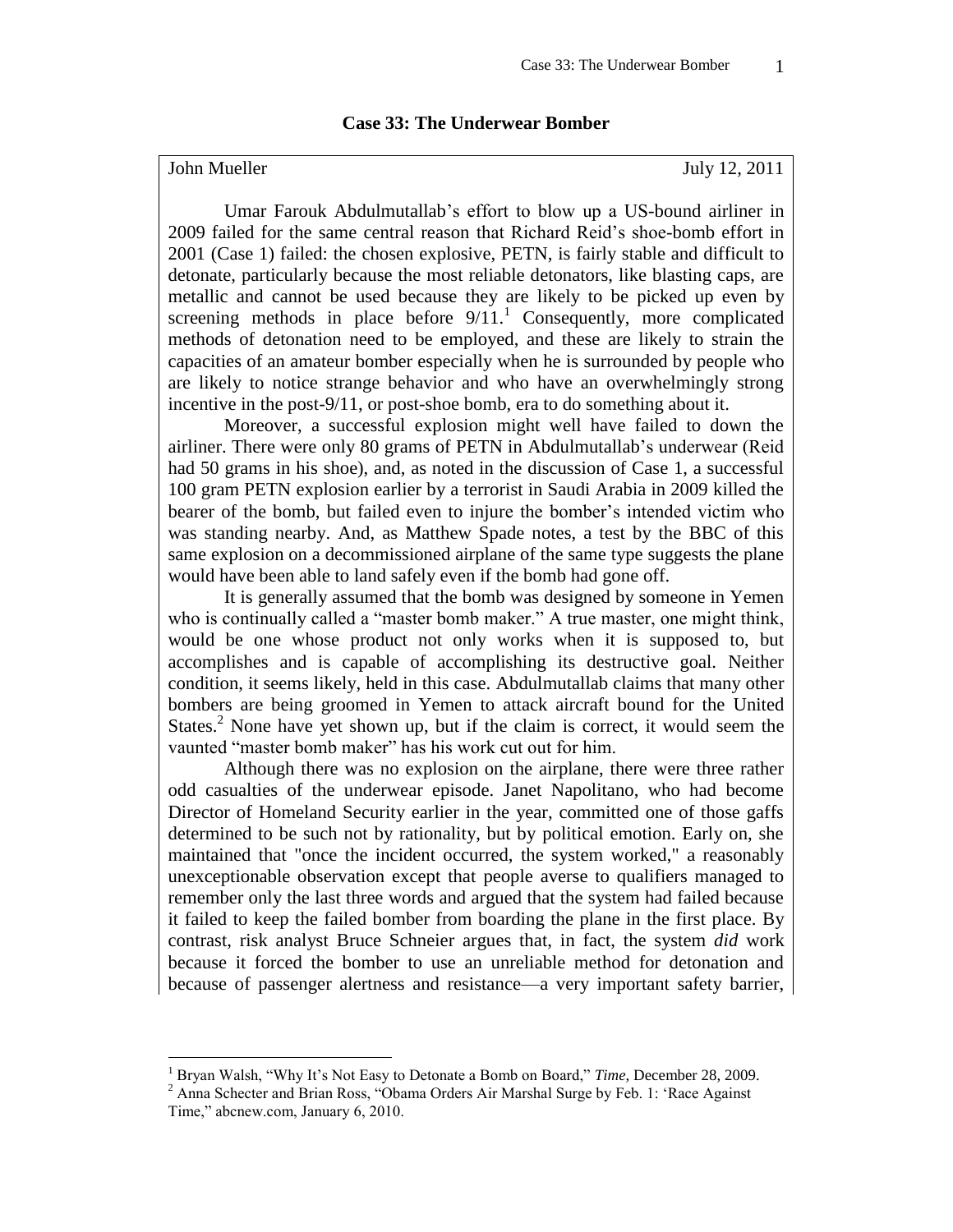# Case 33: The Underwear Bomber

John Mueller July 12, 2011

Umar Farouk Abdulmutallab's effort to blow up a US-bound airliner in 2009 failed for the same central reason that Richard Reid's shoe-bomb effort in 2001 (Case 1) failed: the chosen explosive, PETN, is fairly stable and difficult to detonate, particularly because the most reliable detonators, like blasting caps, are metallic and cannot be used because they are likely to be picked up even by screening methods in place before 9/11.[1] Consequently, more complicated methods of detonation need to be employed, and these are likely to strain the capacities of an amateur bomber especially when he is surrounded by people who are likely to notice strange behavior and who have an overwhelmingly strong incentive in the post-9/11, or post-shoe bomb, era to do something about it.

Moreover, a successful explosion might well have failed to down the airliner. There were only 80 grams of PETN in Abdulmutallab's underwear (Reid had 50 grams in his shoe), and, as noted in the discussion of Case 1, a successful 100 gram PETN explosion earlier by a terrorist in Saudi Arabia in 2009 killed the bearer of the bomb, but failed even to injure the bomber's intended victim who was standing nearby. And, as Matthew Spade notes, a test by the BBC of this same explosion on a decommissioned airplane of the same type suggests the plane would have been able to land safely even if the bomb had gone off.

It is generally assumed that the bomb was designed by someone in Yemen who is continually called a "master bomb maker." A true master, one might think, would be one whose product not only works when it is supposed to, but accomplishes and is capable of accomplishing its destructive goal. Neither condition, it seems likely, held in this case. Abdulmutallab claims that many other bombers are being groomed in Yemen to attack aircraft bound for the United States.[2] None have yet shown up, but if the claim is correct, it would seem the vaunted "master bomb maker" has his work cut out for him.

Although there was no explosion on the airplane, there were three rather odd casualties of the underwear episode. Janet Napolitano, who had become Director of Homeland Security earlier in the year, committed one of those gaffs determined to be such not by rationality, but by political emotion. Early on, she maintained that "once the incident occurred, the system worked," a reasonably unexceptionable observation except that people averse to qualifiers managed to remember only the last three words and argued that the system had failed because it failed to keep the failed bomber from boarding the plane in the first place. By contrast, risk analyst Bruce Schneier argues that, in fact, the system *did* work because it forced the bomber to use an unreliable method for detonation and because of passenger alertness and resistance—a very important safety barrier,

---

[1] Bryan Walsh, "Why It's Not Easy to Detonate a Bomb on Board," *Time*, December 28, 2009.

[2] Anna Schecter and Brian Ross, "Obama Orders Air Marshal Surge by Feb. 1: 'Race Against Time," abcnew.com, January 6, 2010.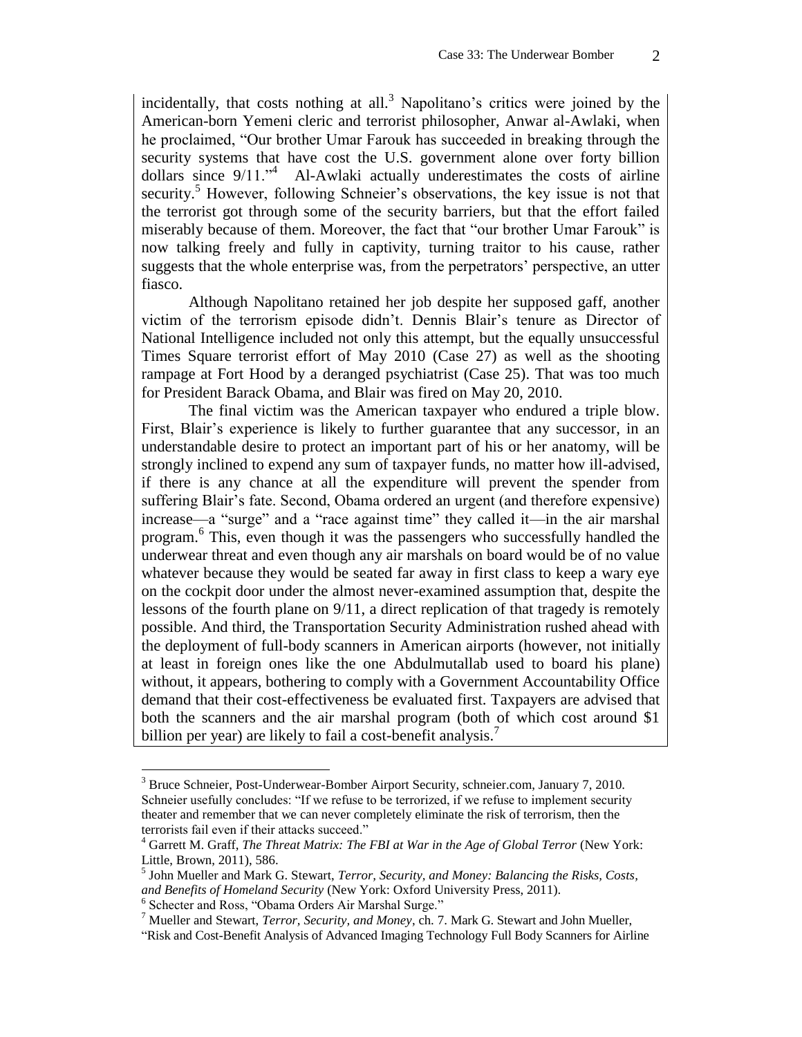incidentally, that costs nothing at all.[3] Napolitano's critics were joined by the American-born Yemeni cleric and terrorist philosopher, Anwar al-Awlaki, when he proclaimed, "Our brother Umar Farouk has succeeded in breaking through the security systems that have cost the U.S. government alone over forty billion dollars since 9/11."[4] Al-Awlaki actually underestimates the costs of airline security.[5] However, following Schneier's observations, the key issue is not that the terrorist got through some of the security barriers, but that the effort failed miserably because of them. Moreover, the fact that "our brother Umar Farouk" is now talking freely and fully in captivity, turning traitor to his cause, rather suggests that the whole enterprise was, from the perpetrators' perspective, an utter fiasco.

Although Napolitano retained her job despite her supposed gaff, another victim of the terrorism episode didn't. Dennis Blair's tenure as Director of National Intelligence included not only this attempt, but the equally unsuccessful Times Square terrorist effort of May 2010 (Case 27) as well as the shooting rampage at Fort Hood by a deranged psychiatrist (Case 25). That was too much for President Barack Obama, and Blair was fired on May 20, 2010.

The final victim was the American taxpayer who endured a triple blow. First, Blair's experience is likely to further guarantee that any successor, in an understandable desire to protect an important part of his or her anatomy, will be strongly inclined to expend any sum of taxpayer funds, no matter how ill-advised, if there is any chance at all the expenditure will prevent the spender from suffering Blair's fate. Second, Obama ordered an urgent (and therefore expensive) increase—a "surge" and a "race against time" they called it—in the air marshal program.[6] This, even though it was the passengers who successfully handled the underwear threat and even though any air marshals on board would be of no value whatever because they would be seated far away in first class to keep a wary eye on the cockpit door under the almost never-examined assumption that, despite the lessons of the fourth plane on 9/11, a direct replication of that tragedy is remotely possible. And third, the Transportation Security Administration rushed ahead with the deployment of full-body scanners in American airports (however, not initially at least in foreign ones like the one Abdulmutallab used to board his plane) without, it appears, bothering to comply with a Government Accountability Office demand that their cost-effectiveness be evaluated first. Taxpayers are advised that both the scanners and the air marshal program (both of which cost around $1 billion per year) are likely to fail a cost-benefit analysis.[7]

---

[3] Bruce Schneier, Post-Underwear-Bomber Airport Security, schneier.com, January 7, 2010. Schneier usefully concludes: "If we refuse to be terrorized, if we refuse to implement security theater and remember that we can never completely eliminate the risk of terrorism, then the terrorists fail even if their attacks succeed."

[4] Garrett M. Graff, *The Threat Matrix: The FBI at War in the Age of Global Terror* (New York: Little, Brown, 2011), 586.

[5] John Mueller and Mark G. Stewart, *Terror, Security, and Money: Balancing the Risks, Costs, and Benefits of Homeland Security* (New York: Oxford University Press, 2011).

[6] Schecter and Ross, "Obama Orders Air Marshal Surge."

[7] Mueller and Stewart, *Terror, Security, and Money*, ch. 7. Mark G. Stewart and John Mueller, "Risk and Cost-Benefit Analysis of Advanced Imaging Technology Full Body Scanners for Airline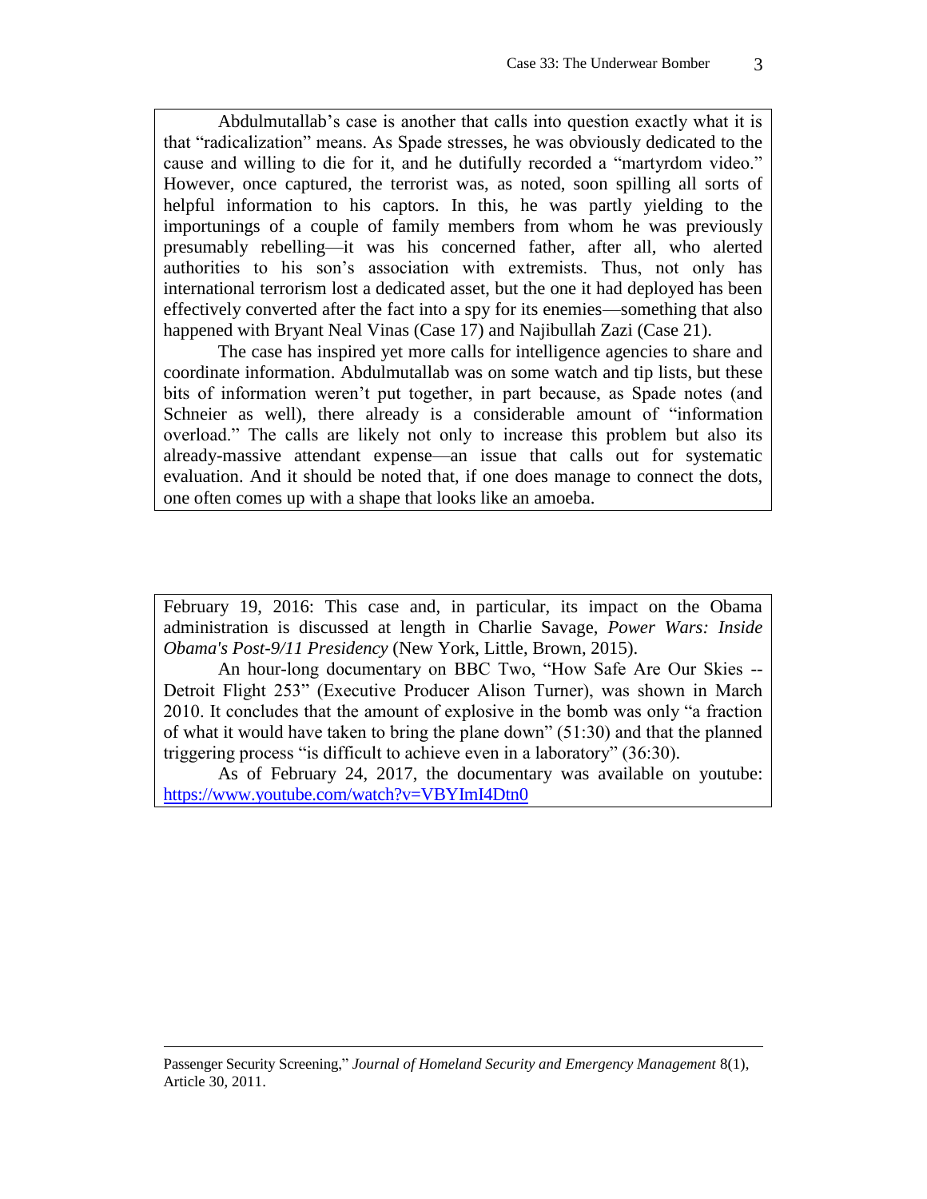Abdulmutallab's case is another that calls into question exactly what it is that "radicalization" means. As Spade stresses, he was obviously dedicated to the cause and willing to die for it, and he dutifully recorded a "martyrdom video." However, once captured, the terrorist was, as noted, soon spilling all sorts of helpful information to his captors. In this, he was partly yielding to the importunings of a couple of family members from whom he was previously presumably rebelling—it was his concerned father, after all, who alerted authorities to his son's association with extremists. Thus, not only has international terrorism lost a dedicated asset, but the one it had deployed has been effectively converted after the fact into a spy for its enemies—something that also happened with Bryant Neal Vinas (Case 17) and Najibullah Zazi (Case 21).

The case has inspired yet more calls for intelligence agencies to share and coordinate information. Abdulmutallab was on some watch and tip lists, but these bits of information weren't put together, in part because, as Spade notes (and Schneier as well), there already is a considerable amount of "information overload." The calls are likely not only to increase this problem but also its already-massive attendant expense—an issue that calls out for systematic evaluation. And it should be noted that, if one does manage to connect the dots, one often comes up with a shape that looks like an amoeba.

February 19, 2016: This case and, in particular, its impact on the Obama administration is discussed at length in Charlie Savage, *Power Wars: Inside Obama's Post-9/11 Presidency* (New York, Little, Brown, 2015).

An hour-long documentary on BBC Two, "How Safe Are Our Skies -- Detroit Flight 253" (Executive Producer Alison Turner), was shown in March 2010. It concludes that the amount of explosive in the bomb was only "a fraction of what it would have taken to bring the plane down" (51:30) and that the planned triggering process "is difficult to achieve even in a laboratory" (36:30).

As of February 24, 2017, the documentary was available on youtube: [https://www.youtube.com/watch?v=VBYImI4Dtn0](https://www.youtube.com/watch?v=VBYImI4Dtn0)

---

Passenger Security Screening," *Journal of Homeland Security and Emergency Management* 8(1), Article 30, 2011.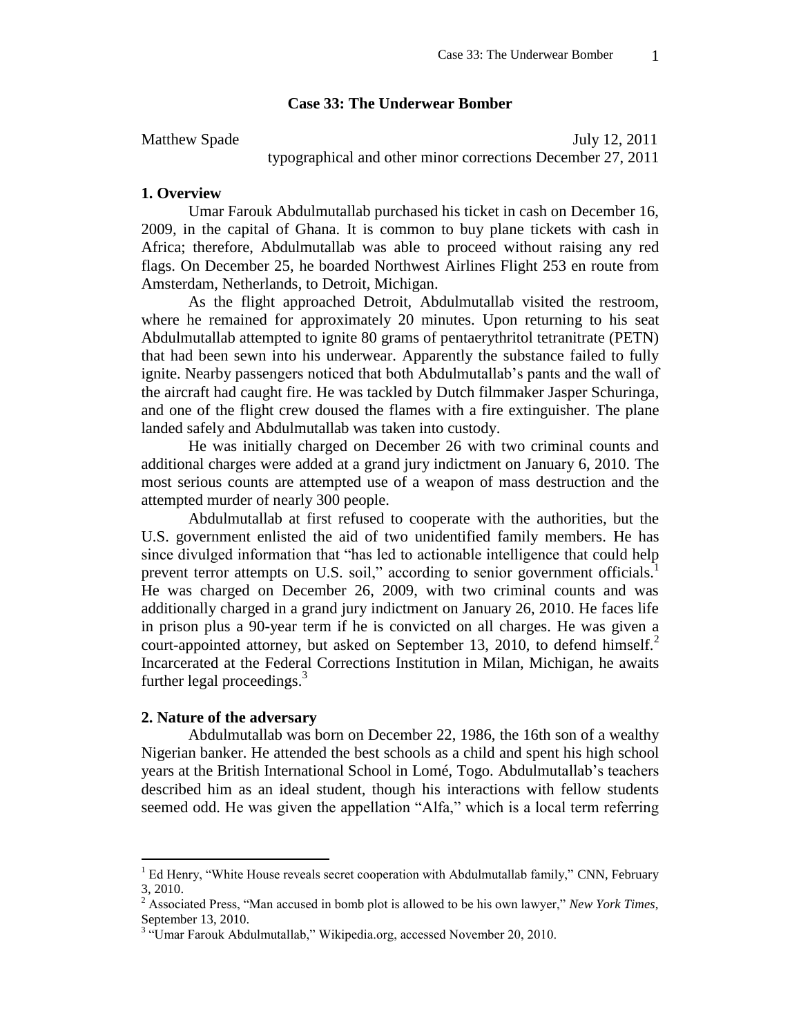## Case 33: The Underwear Bomber

Matthew Spade July 12, 2011
typographical and other minor corrections December 27, 2011

### 1. Overview

Umar Farouk Abdulmutallab purchased his ticket in cash on December 16, 2009, in the capital of Ghana. It is common to buy plane tickets with cash in Africa; therefore, Abdulmutallab was able to proceed without raising any red flags. On December 25, he boarded Northwest Airlines Flight 253 en route from Amsterdam, Netherlands, to Detroit, Michigan.

As the flight approached Detroit, Abdulmutallab visited the restroom, where he remained for approximately 20 minutes. Upon returning to his seat Abdulmutallab attempted to ignite 80 grams of pentaerythritol tetranitrate (PETN) that had been sewn into his underwear. Apparently the substance failed to fully ignite. Nearby passengers noticed that both Abdulmutallab's pants and the wall of the aircraft had caught fire. He was tackled by Dutch filmmaker Jasper Schuringa, and one of the flight crew doused the flames with a fire extinguisher. The plane landed safely and Abdulmutallab was taken into custody.

He was initially charged on December 26 with two criminal counts and additional charges were added at a grand jury indictment on January 6, 2010. The most serious counts are attempted use of a weapon of mass destruction and the attempted murder of nearly 300 people.

Abdulmutallab at first refused to cooperate with the authorities, but the U.S. government enlisted the aid of two unidentified family members. He has since divulged information that "has led to actionable intelligence that could help prevent terror attempts on U.S. soil," according to senior government officials.[1] He was charged on December 26, 2009, with two criminal counts and was additionally charged in a grand jury indictment on January 26, 2010. He faces life in prison plus a 90-year term if he is convicted on all charges. He was given a court-appointed attorney, but asked on September 13, 2010, to defend himself.[2] Incarcerated at the Federal Corrections Institution in Milan, Michigan, he awaits further legal proceedings.[3]

### 2. Nature of the adversary

Abdulmutallab was born on December 22, 1986, the 16th son of a wealthy Nigerian banker. He attended the best schools as a child and spent his high school years at the British International School in Lomé, Togo. Abdulmutallab's teachers described him as an ideal student, though his interactions with fellow students seemed odd. He was given the appellation "Alfa," which is a local term referring

---

[1] Ed Henry, "White House reveals secret cooperation with Abdulmutallab family," CNN, February 3, 2010.

[2] Associated Press, "Man accused in bomb plot is allowed to be his own lawyer," *New York Times*, September 13, 2010.

[3] "Umar Farouk Abdulmutallab," Wikipedia.org, accessed November 20, 2010.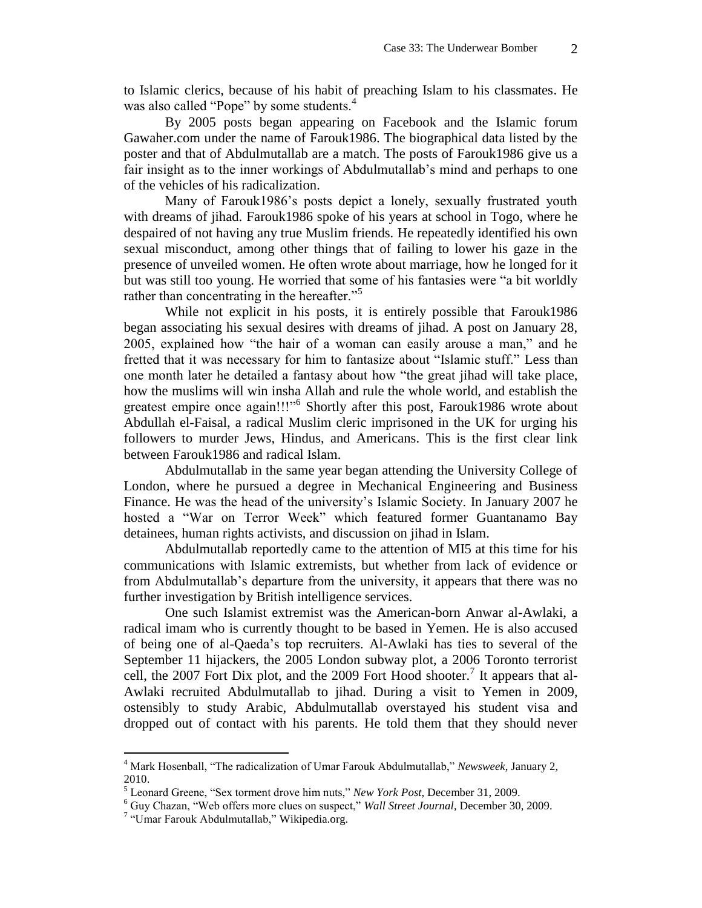to Islamic clerics, because of his habit of preaching Islam to his classmates. He was also called "Pope" by some students.[4]

By 2005 posts began appearing on Facebook and the Islamic forum Gawaher.com under the name of Farouk1986. The biographical data listed by the poster and that of Abdulmutallab are a match. The posts of Farouk1986 give us a fair insight as to the inner workings of Abdulmutallab's mind and perhaps to one of the vehicles of his radicalization.

Many of Farouk1986's posts depict a lonely, sexually frustrated youth with dreams of jihad. Farouk1986 spoke of his years at school in Togo, where he despaired of not having any true Muslim friends. He repeatedly identified his own sexual misconduct, among other things that of failing to lower his gaze in the presence of unveiled women. He often wrote about marriage, how he longed for it but was still too young. He worried that some of his fantasies were "a bit worldly rather than concentrating in the hereafter."[5]

While not explicit in his posts, it is entirely possible that Farouk1986 began associating his sexual desires with dreams of jihad. A post on January 28, 2005, explained how "the hair of a woman can easily arouse a man," and he fretted that it was necessary for him to fantasize about "Islamic stuff." Less than one month later he detailed a fantasy about how "the great jihad will take place, how the muslims will win insha Allah and rule the whole world, and establish the greatest empire once again!!!"[6] Shortly after this post, Farouk1986 wrote about Abdullah el-Faisal, a radical Muslim cleric imprisoned in the UK for urging his followers to murder Jews, Hindus, and Americans. This is the first clear link between Farouk1986 and radical Islam.

Abdulmutallab in the same year began attending the University College of London, where he pursued a degree in Mechanical Engineering and Business Finance. He was the head of the university's Islamic Society. In January 2007 he hosted a "War on Terror Week" which featured former Guantanamo Bay detainees, human rights activists, and discussion on jihad in Islam.

Abdulmutallab reportedly came to the attention of MI5 at this time for his communications with Islamic extremists, but whether from lack of evidence or from Abdulmutallab's departure from the university, it appears that there was no further investigation by British intelligence services.

One such Islamist extremist was the American-born Anwar al-Awlaki, a radical imam who is currently thought to be based in Yemen. He is also accused of being one of al-Qaeda's top recruiters. Al-Awlaki has ties to several of the September 11 hijackers, the 2005 London subway plot, a 2006 Toronto terrorist cell, the 2007 Fort Dix plot, and the 2009 Fort Hood shooter.[7] It appears that al-Awlaki recruited Abdulmutallab to jihad. During a visit to Yemen in 2009, ostensibly to study Arabic, Abdulmutallab overstayed his student visa and dropped out of contact with his parents. He told them that they should never

---

[4] Mark Hosenball, "The radicalization of Umar Farouk Abdulmutallab," *Newsweek*, January 2, 2010.

[5] Leonard Greene, "Sex torment drove him nuts," *New York Post*, December 31, 2009.

[6] Guy Chazan, "Web offers more clues on suspect," *Wall Street Journal*, December 30, 2009.

[7] "Umar Farouk Abdulmutallab," Wikipedia.org.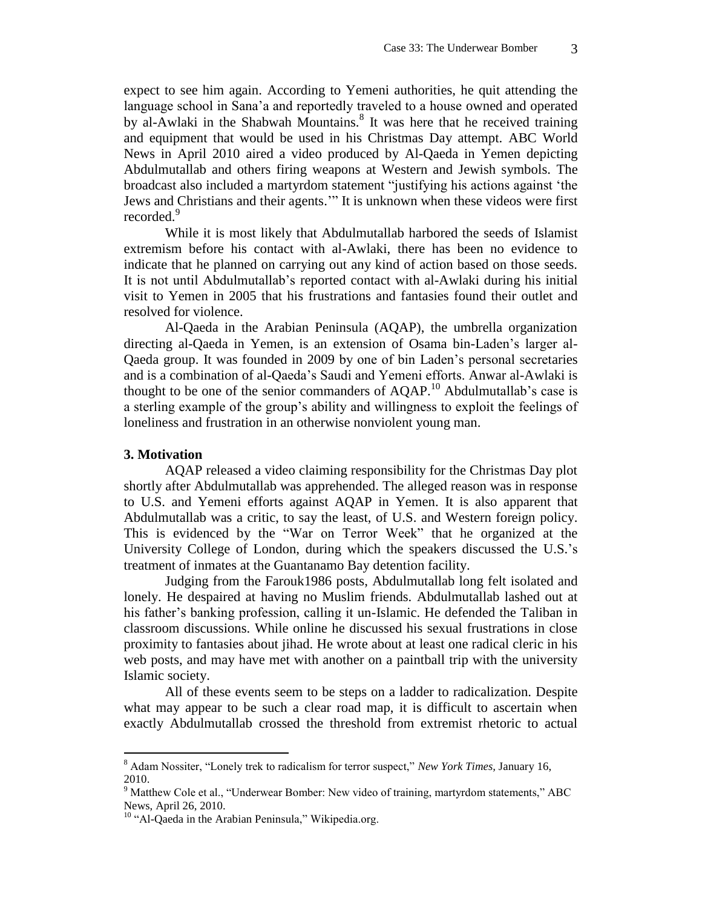expect to see him again. According to Yemeni authorities, he quit attending the language school in Sana'a and reportedly traveled to a house owned and operated by al-Awlaki in the Shabwah Mountains.[8] It was here that he received training and equipment that would be used in his Christmas Day attempt. ABC World News in April 2010 aired a video produced by Al-Qaeda in Yemen depicting Abdulmutallab and others firing weapons at Western and Jewish symbols. The broadcast also included a martyrdom statement "justifying his actions against 'the Jews and Christians and their agents.'" It is unknown when these videos were first recorded.[9]

While it is most likely that Abdulmutallab harbored the seeds of Islamist extremism before his contact with al-Awlaki, there has been no evidence to indicate that he planned on carrying out any kind of action based on those seeds. It is not until Abdulmutallab's reported contact with al-Awlaki during his initial visit to Yemen in 2005 that his frustrations and fantasies found their outlet and resolved for violence.

Al-Qaeda in the Arabian Peninsula (AQAP), the umbrella organization directing al-Qaeda in Yemen, is an extension of Osama bin-Laden's larger al-Qaeda group. It was founded in 2009 by one of bin Laden's personal secretaries and is a combination of al-Qaeda's Saudi and Yemeni efforts. Anwar al-Awlaki is thought to be one of the senior commanders of AQAP.[10] Abdulmutallab's case is a sterling example of the group's ability and willingness to exploit the feelings of loneliness and frustration in an otherwise nonviolent young man.

## 3. Motivation

AQAP released a video claiming responsibility for the Christmas Day plot shortly after Abdulmutallab was apprehended. The alleged reason was in response to U.S. and Yemeni efforts against AQAP in Yemen. It is also apparent that Abdulmutallab was a critic, to say the least, of U.S. and Western foreign policy. This is evidenced by the "War on Terror Week" that he organized at the University College of London, during which the speakers discussed the U.S.'s treatment of inmates at the Guantanamo Bay detention facility.

Judging from the Farouk1986 posts, Abdulmutallab long felt isolated and lonely. He despaired at having no Muslim friends. Abdulmutallab lashed out at his father's banking profession, calling it un-Islamic. He defended the Taliban in classroom discussions. While online he discussed his sexual frustrations in close proximity to fantasies about jihad. He wrote about at least one radical cleric in his web posts, and may have met with another on a paintball trip with the university Islamic society.

All of these events seem to be steps on a ladder to radicalization. Despite what may appear to be such a clear road map, it is difficult to ascertain when exactly Abdulmutallab crossed the threshold from extremist rhetoric to actual

---

[8] Adam Nossiter, "Lonely trek to radicalism for terror suspect," *New York Times,* January 16, 2010.

[9] Matthew Cole et al., "Underwear Bomber: New video of training, martyrdom statements," ABC News, April 26, 2010.

[10] "Al-Qaeda in the Arabian Peninsula," Wikipedia.org.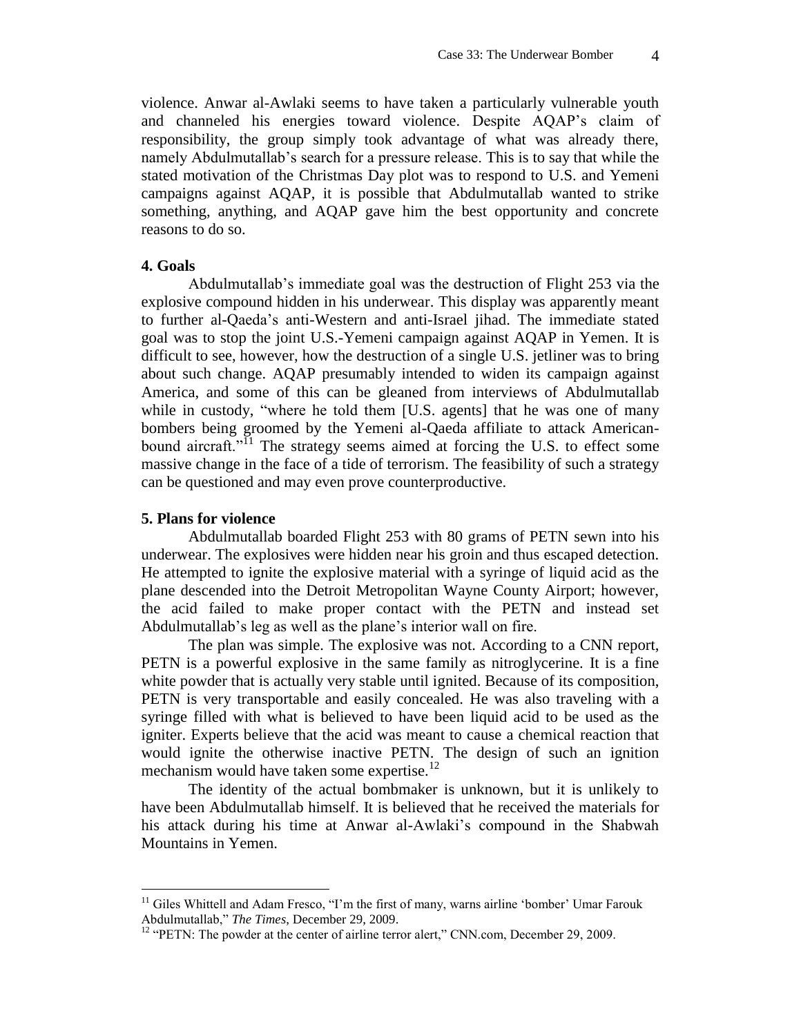violence. Anwar al-Awlaki seems to have taken a particularly vulnerable youth and channeled his energies toward violence. Despite AQAP's claim of responsibility, the group simply took advantage of what was already there, namely Abdulmutallab's search for a pressure release. This is to say that while the stated motivation of the Christmas Day plot was to respond to U.S. and Yemeni campaigns against AQAP, it is possible that Abdulmutallab wanted to strike something, anything, and AQAP gave him the best opportunity and concrete reasons to do so.

**4. Goals**

Abdulmutallab's immediate goal was the destruction of Flight 253 via the explosive compound hidden in his underwear. This display was apparently meant to further al-Qaeda's anti-Western and anti-Israel jihad. The immediate stated goal was to stop the joint U.S.-Yemeni campaign against AQAP in Yemen. It is difficult to see, however, how the destruction of a single U.S. jetliner was to bring about such change. AQAP presumably intended to widen its campaign against America, and some of this can be gleaned from interviews of Abdulmutallab while in custody, "where he told them [U.S. agents] that he was one of many bombers being groomed by the Yemeni al-Qaeda affiliate to attack American-bound aircraft."[11] The strategy seems aimed at forcing the U.S. to effect some massive change in the face of a tide of terrorism. The feasibility of such a strategy can be questioned and may even prove counterproductive.

**5. Plans for violence**

Abdulmutallab boarded Flight 253 with 80 grams of PETN sewn into his underwear. The explosives were hidden near his groin and thus escaped detection. He attempted to ignite the explosive material with a syringe of liquid acid as the plane descended into the Detroit Metropolitan Wayne County Airport; however, the acid failed to make proper contact with the PETN and instead set Abdulmutallab's leg as well as the plane's interior wall on fire.

The plan was simple. The explosive was not. According to a CNN report, PETN is a powerful explosive in the same family as nitroglycerine. It is a fine white powder that is actually very stable until ignited. Because of its composition, PETN is very transportable and easily concealed. He was also traveling with a syringe filled with what is believed to have been liquid acid to be used as the igniter. Experts believe that the acid was meant to cause a chemical reaction that would ignite the otherwise inactive PETN. The design of such an ignition mechanism would have taken some expertise.[12]

The identity of the actual bombmaker is unknown, but it is unlikely to have been Abdulmutallab himself. It is believed that he received the materials for his attack during his time at Anwar al-Awlaki's compound in the Shabwah Mountains in Yemen.

---

[11] Giles Whittell and Adam Fresco, "I'm the first of many, warns airline 'bomber' Umar Farouk Abdulmutallab," *The Times*, December 29, 2009.

[12] "PETN: The powder at the center of airline terror alert," CNN.com, December 29, 2009.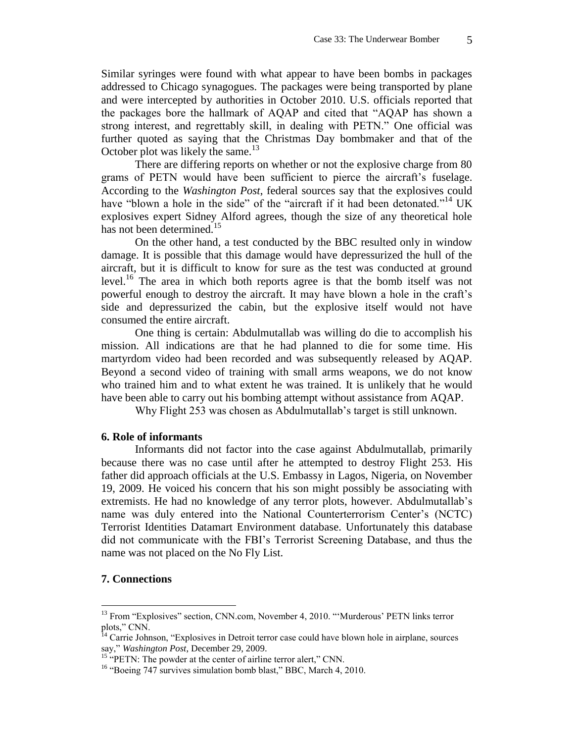Similar syringes were found with what appear to have been bombs in packages addressed to Chicago synagogues. The packages were being transported by plane and were intercepted by authorities in October 2010. U.S. officials reported that the packages bore the hallmark of AQAP and cited that "AQAP has shown a strong interest, and regrettably skill, in dealing with PETN." One official was further quoted as saying that the Christmas Day bombmaker and that of the October plot was likely the same.[13]

There are differing reports on whether or not the explosive charge from 80 grams of PETN would have been sufficient to pierce the aircraft's fuselage. According to the *Washington Post*, federal sources say that the explosives could have "blown a hole in the side" of the "aircraft if it had been detonated."[14] UK explosives expert Sidney Alford agrees, though the size of any theoretical hole has not been determined.[15]

On the other hand, a test conducted by the BBC resulted only in window damage. It is possible that this damage would have depressurized the hull of the aircraft, but it is difficult to know for sure as the test was conducted at ground level.[16] The area in which both reports agree is that the bomb itself was not powerful enough to destroy the aircraft. It may have blown a hole in the craft's side and depressurized the cabin, but the explosive itself would not have consumed the entire aircraft.

One thing is certain: Abdulmutallab was willing do die to accomplish his mission. All indications are that he had planned to die for some time. His martyrdom video had been recorded and was subsequently released by AQAP. Beyond a second video of training with small arms weapons, we do not know who trained him and to what extent he was trained. It is unlikely that he would have been able to carry out his bombing attempt without assistance from AQAP.

Why Flight 253 was chosen as Abdulmutallab's target is still unknown.

### 6. Role of informants

Informants did not factor into the case against Abdulmutallab, primarily because there was no case until after he attempted to destroy Flight 253. His father did approach officials at the U.S. Embassy in Lagos, Nigeria, on November 19, 2009. He voiced his concern that his son might possibly be associating with extremists. He had no knowledge of any terror plots, however. Abdulmutallab's name was duly entered into the National Counterterrorism Center's (NCTC) Terrorist Identities Datamart Environment database. Unfortunately this database did not communicate with the FBI's Terrorist Screening Database, and thus the name was not placed on the No Fly List.

### 7. Connections

---

[13] From "Explosives" section, CNN.com, November 4, 2010. "'Murderous' PETN links terror plots," CNN.

[14] Carrie Johnson, "Explosives in Detroit terror case could have blown hole in airplane, sources say," *Washington Post*, December 29, 2009.

[15] "PETN: The powder at the center of airline terror alert," CNN.

[16] "Boeing 747 survives simulation bomb blast," BBC, March 4, 2010.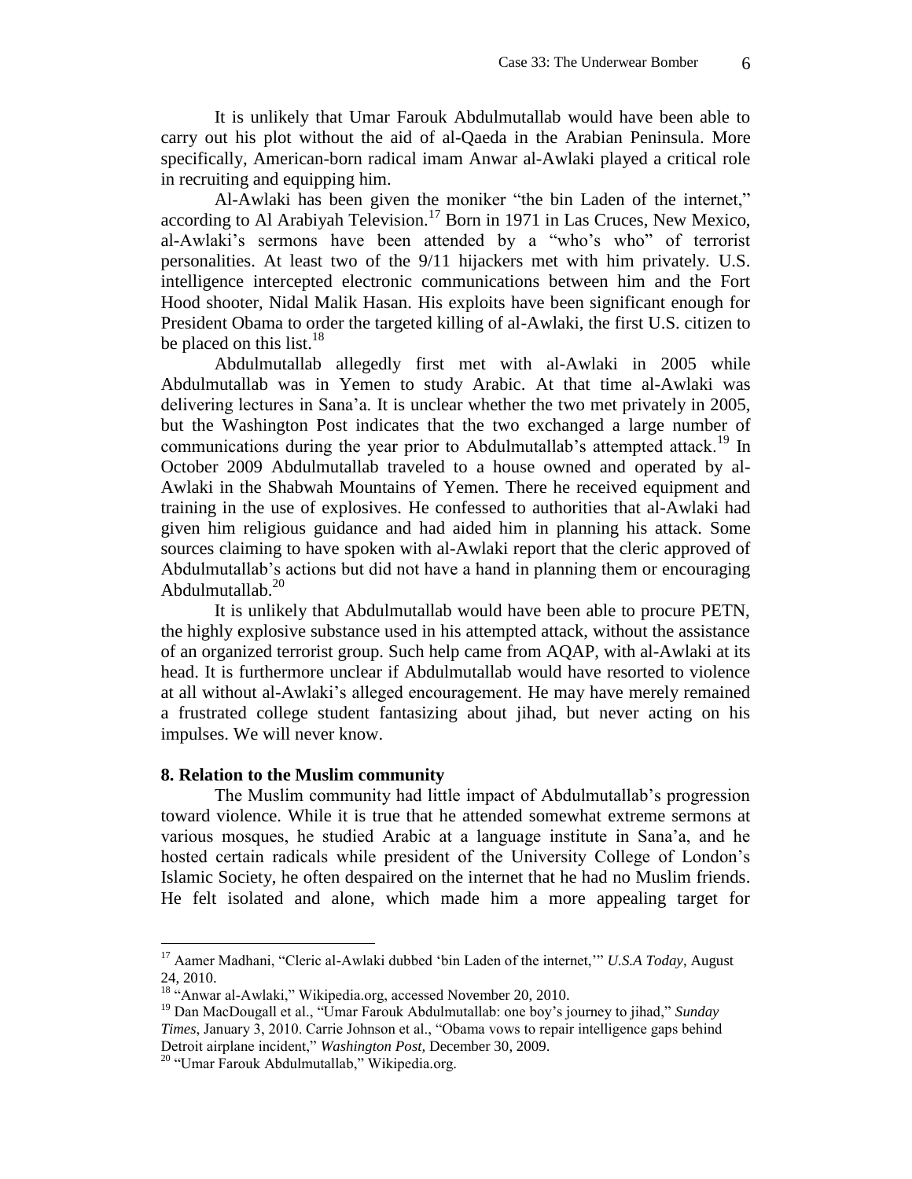It is unlikely that Umar Farouk Abdulmutallab would have been able to carry out his plot without the aid of al-Qaeda in the Arabian Peninsula. More specifically, American-born radical imam Anwar al-Awlaki played a critical role in recruiting and equipping him.

Al-Awlaki has been given the moniker "the bin Laden of the internet," according to Al Arabiyah Television.[17] Born in 1971 in Las Cruces, New Mexico, al-Awlaki's sermons have been attended by a "who's who" of terrorist personalities. At least two of the 9/11 hijackers met with him privately. U.S. intelligence intercepted electronic communications between him and the Fort Hood shooter, Nidal Malik Hasan. His exploits have been significant enough for President Obama to order the targeted killing of al-Awlaki, the first U.S. citizen to be placed on this list.[18]

Abdulmutallab allegedly first met with al-Awlaki in 2005 while Abdulmutallab was in Yemen to study Arabic. At that time al-Awlaki was delivering lectures in Sana'a. It is unclear whether the two met privately in 2005, but the Washington Post indicates that the two exchanged a large number of communications during the year prior to Abdulmutallab's attempted attack.[19] In October 2009 Abdulmutallab traveled to a house owned and operated by al-Awlaki in the Shabwah Mountains of Yemen. There he received equipment and training in the use of explosives. He confessed to authorities that al-Awlaki had given him religious guidance and had aided him in planning his attack. Some sources claiming to have spoken with al-Awlaki report that the cleric approved of Abdulmutallab's actions but did not have a hand in planning them or encouraging Abdulmutallab.[20]

It is unlikely that Abdulmutallab would have been able to procure PETN, the highly explosive substance used in his attempted attack, without the assistance of an organized terrorist group. Such help came from AQAP, with al-Awlaki at its head. It is furthermore unclear if Abdulmutallab would have resorted to violence at all without al-Awlaki's alleged encouragement. He may have merely remained a frustrated college student fantasizing about jihad, but never acting on his impulses. We will never know.

**8. Relation to the Muslim community**

The Muslim community had little impact of Abdulmutallab's progression toward violence. While it is true that he attended somewhat extreme sermons at various mosques, he studied Arabic at a language institute in Sana'a, and he hosted certain radicals while president of the University College of London's Islamic Society, he often despaired on the internet that he had no Muslim friends. He felt isolated and alone, which made him a more appealing target for

---

[17] Aamer Madhani, "Cleric al-Awlaki dubbed 'bin Laden of the internet,'" *U.S.A Today*, August 24, 2010.

[18] "Anwar al-Awlaki," Wikipedia.org, accessed November 20, 2010.

[19] Dan MacDougall et al., "Umar Farouk Abdulmutallab: one boy's journey to jihad," *Sunday Times*, January 3, 2010. Carrie Johnson et al., "Obama vows to repair intelligence gaps behind Detroit airplane incident," *Washington Post*, December 30, 2009.

[20] "Umar Farouk Abdulmutallab," Wikipedia.org.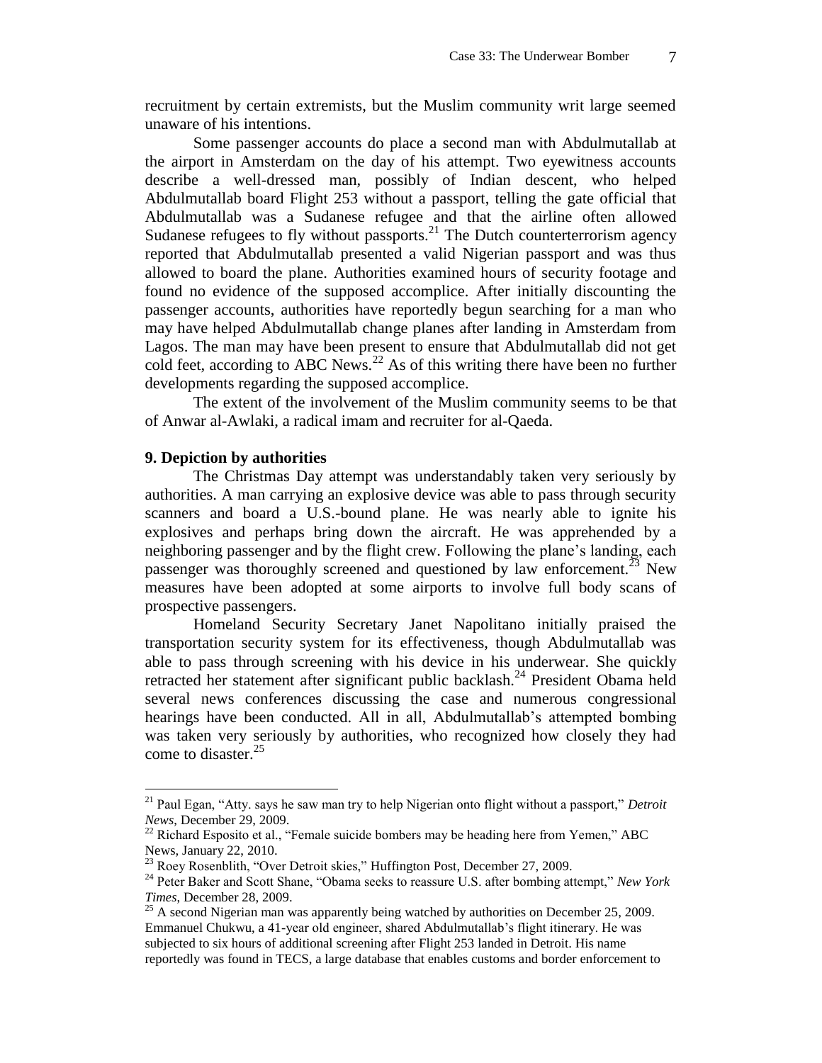recruitment by certain extremists, but the Muslim community writ large seemed unaware of his intentions.

Some passenger accounts do place a second man with Abdulmutallab at the airport in Amsterdam on the day of his attempt. Two eyewitness accounts describe a well-dressed man, possibly of Indian descent, who helped Abdulmutallab board Flight 253 without a passport, telling the gate official that Abdulmutallab was a Sudanese refugee and that the airline often allowed Sudanese refugees to fly without passports.[21] The Dutch counterterrorism agency reported that Abdulmutallab presented a valid Nigerian passport and was thus allowed to board the plane. Authorities examined hours of security footage and found no evidence of the supposed accomplice. After initially discounting the passenger accounts, authorities have reportedly begun searching for a man who may have helped Abdulmutallab change planes after landing in Amsterdam from Lagos. The man may have been present to ensure that Abdulmutallab did not get cold feet, according to ABC News.[22] As of this writing there have been no further developments regarding the supposed accomplice.

The extent of the involvement of the Muslim community seems to be that of Anwar al-Awlaki, a radical imam and recruiter for al-Qaeda.

**9. Depiction by authorities**

The Christmas Day attempt was understandably taken very seriously by authorities. A man carrying an explosive device was able to pass through security scanners and board a U.S.-bound plane. He was nearly able to ignite his explosives and perhaps bring down the aircraft. He was apprehended by a neighboring passenger and by the flight crew. Following the plane's landing, each passenger was thoroughly screened and questioned by law enforcement.[23] New measures have been adopted at some airports to involve full body scans of prospective passengers.

Homeland Security Secretary Janet Napolitano initially praised the transportation security system for its effectiveness, though Abdulmutallab was able to pass through screening with his device in his underwear. She quickly retracted her statement after significant public backlash.[24] President Obama held several news conferences discussing the case and numerous congressional hearings have been conducted. All in all, Abdulmutallab's attempted bombing was taken very seriously by authorities, who recognized how closely they had come to disaster.[25]

---

[21] Paul Egan, "Atty. says he saw man try to help Nigerian onto flight without a passport," *Detroit News*, December 29, 2009.

[22] Richard Esposito et al., "Female suicide bombers may be heading here from Yemen," ABC News, January 22, 2010.

[23] Roey Rosenblith, "Over Detroit skies," Huffington Post, December 27, 2009.

[24] Peter Baker and Scott Shane, "Obama seeks to reassure U.S. after bombing attempt," *New York Times*, December 28, 2009.

[25] A second Nigerian man was apparently being watched by authorities on December 25, 2009. Emmanuel Chukwu, a 41-year old engineer, shared Abdulmutallab's flight itinerary. He was subjected to six hours of additional screening after Flight 253 landed in Detroit. His name reportedly was found in TECS, a large database that enables customs and border enforcement to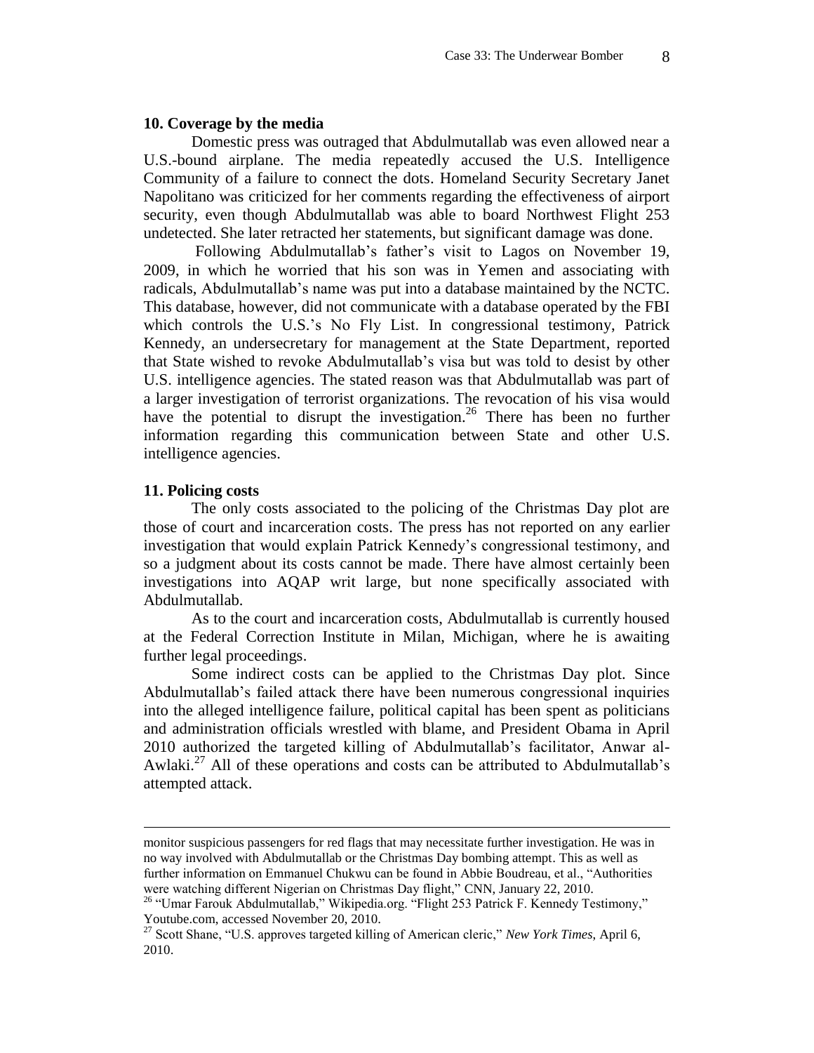### 10. Coverage by the media

Domestic press was outraged that Abdulmutallab was even allowed near a U.S.-bound airplane. The media repeatedly accused the U.S. Intelligence Community of a failure to connect the dots. Homeland Security Secretary Janet Napolitano was criticized for her comments regarding the effectiveness of airport security, even though Abdulmutallab was able to board Northwest Flight 253 undetected. She later retracted her statements, but significant damage was done.

Following Abdulmutallab's father's visit to Lagos on November 19, 2009, in which he worried that his son was in Yemen and associating with radicals, Abdulmutallab's name was put into a database maintained by the NCTC. This database, however, did not communicate with a database operated by the FBI which controls the U.S.'s No Fly List. In congressional testimony, Patrick Kennedy, an undersecretary for management at the State Department, reported that State wished to revoke Abdulmutallab's visa but was told to desist by other U.S. intelligence agencies. The stated reason was that Abdulmutallab was part of a larger investigation of terrorist organizations. The revocation of his visa would have the potential to disrupt the investigation.[26] There has been no further information regarding this communication between State and other U.S. intelligence agencies.

### 11. Policing costs

The only costs associated to the policing of the Christmas Day plot are those of court and incarceration costs. The press has not reported on any earlier investigation that would explain Patrick Kennedy's congressional testimony, and so a judgment about its costs cannot be made. There have almost certainly been investigations into AQAP writ large, but none specifically associated with Abdulmutallab.

As to the court and incarceration costs, Abdulmutallab is currently housed at the Federal Correction Institute in Milan, Michigan, where he is awaiting further legal proceedings.

Some indirect costs can be applied to the Christmas Day plot. Since Abdulmutallab's failed attack there have been numerous congressional inquiries into the alleged intelligence failure, political capital has been spent as politicians and administration officials wrestled with blame, and President Obama in April 2010 authorized the targeted killing of Abdulmutallab's facilitator, Anwar al-Awlaki.[27] All of these operations and costs can be attributed to Abdulmutallab's attempted attack.

---

monitor suspicious passengers for red flags that may necessitate further investigation. He was in no way involved with Abdulmutallab or the Christmas Day bombing attempt. This as well as further information on Emmanuel Chukwu can be found in Abbie Boudreau, et al., "Authorities were watching different Nigerian on Christmas Day flight," CNN, January 22, 2010.

[26] "Umar Farouk Abdulmutallab," Wikipedia.org. "Flight 253 Patrick F. Kennedy Testimony," Youtube.com, accessed November 20, 2010.

[27] Scott Shane, "U.S. approves targeted killing of American cleric," *New York Times*, April 6, 2010.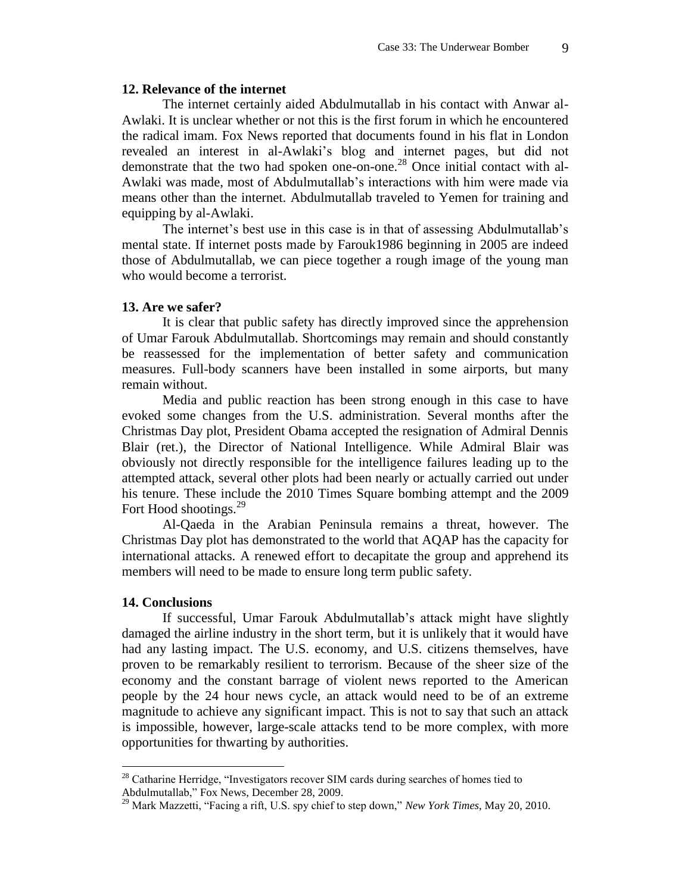### 12. Relevance of the internet

The internet certainly aided Abdulmutallab in his contact with Anwar al-Awlaki. It is unclear whether or not this is the first forum in which he encountered the radical imam. Fox News reported that documents found in his flat in London revealed an interest in al-Awlaki's blog and internet pages, but did not demonstrate that the two had spoken one-on-one.[28] Once initial contact with al-Awlaki was made, most of Abdulmutallab's interactions with him were made via means other than the internet. Abdulmutallab traveled to Yemen for training and equipping by al-Awlaki.

The internet's best use in this case is in that of assessing Abdulmutallab's mental state. If internet posts made by Farouk1986 beginning in 2005 are indeed those of Abdulmutallab, we can piece together a rough image of the young man who would become a terrorist.

### 13. Are we safer?

It is clear that public safety has directly improved since the apprehension of Umar Farouk Abdulmutallab. Shortcomings may remain and should constantly be reassessed for the implementation of better safety and communication measures. Full-body scanners have been installed in some airports, but many remain without.

Media and public reaction has been strong enough in this case to have evoked some changes from the U.S. administration. Several months after the Christmas Day plot, President Obama accepted the resignation of Admiral Dennis Blair (ret.), the Director of National Intelligence. While Admiral Blair was obviously not directly responsible for the intelligence failures leading up to the attempted attack, several other plots had been nearly or actually carried out under his tenure. These include the 2010 Times Square bombing attempt and the 2009 Fort Hood shootings.[29]

Al-Qaeda in the Arabian Peninsula remains a threat, however. The Christmas Day plot has demonstrated to the world that AQAP has the capacity for international attacks. A renewed effort to decapitate the group and apprehend its members will need to be made to ensure long term public safety.

### 14. Conclusions

If successful, Umar Farouk Abdulmutallab's attack might have slightly damaged the airline industry in the short term, but it is unlikely that it would have had any lasting impact. The U.S. economy, and U.S. citizens themselves, have proven to be remarkably resilient to terrorism. Because of the sheer size of the economy and the constant barrage of violent news reported to the American people by the 24 hour news cycle, an attack would need to be of an extreme magnitude to achieve any significant impact. This is not to say that such an attack is impossible, however, large-scale attacks tend to be more complex, with more opportunities for thwarting by authorities.

---

[28] Catharine Herridge, "Investigators recover SIM cards during searches of homes tied to Abdulmutallab," Fox News, December 28, 2009.

[29] Mark Mazzetti, "Facing a rift, U.S. spy chief to step down," *New York Times*, May 20, 2010.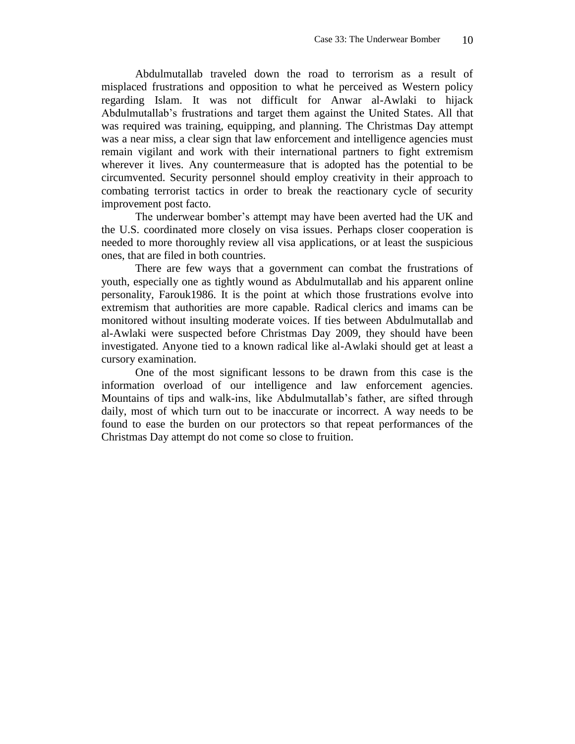Abdulmutallab traveled down the road to terrorism as a result of misplaced frustrations and opposition to what he perceived as Western policy regarding Islam. It was not difficult for Anwar al-Awlaki to hijack Abdulmutallab's frustrations and target them against the United States. All that was required was training, equipping, and planning. The Christmas Day attempt was a near miss, a clear sign that law enforcement and intelligence agencies must remain vigilant and work with their international partners to fight extremism wherever it lives. Any countermeasure that is adopted has the potential to be circumvented. Security personnel should employ creativity in their approach to combating terrorist tactics in order to break the reactionary cycle of security improvement post facto.

The underwear bomber's attempt may have been averted had the UK and the U.S. coordinated more closely on visa issues. Perhaps closer cooperation is needed to more thoroughly review all visa applications, or at least the suspicious ones, that are filed in both countries.

There are few ways that a government can combat the frustrations of youth, especially one as tightly wound as Abdulmutallab and his apparent online personality, Farouk1986. It is the point at which those frustrations evolve into extremism that authorities are more capable. Radical clerics and imams can be monitored without insulting moderate voices. If ties between Abdulmutallab and al-Awlaki were suspected before Christmas Day 2009, they should have been investigated. Anyone tied to a known radical like al-Awlaki should get at least a cursory examination.

One of the most significant lessons to be drawn from this case is the information overload of our intelligence and law enforcement agencies. Mountains of tips and walk-ins, like Abdulmutallab's father, are sifted through daily, most of which turn out to be inaccurate or incorrect. A way needs to be found to ease the burden on our protectors so that repeat performances of the Christmas Day attempt do not come so close to fruition.